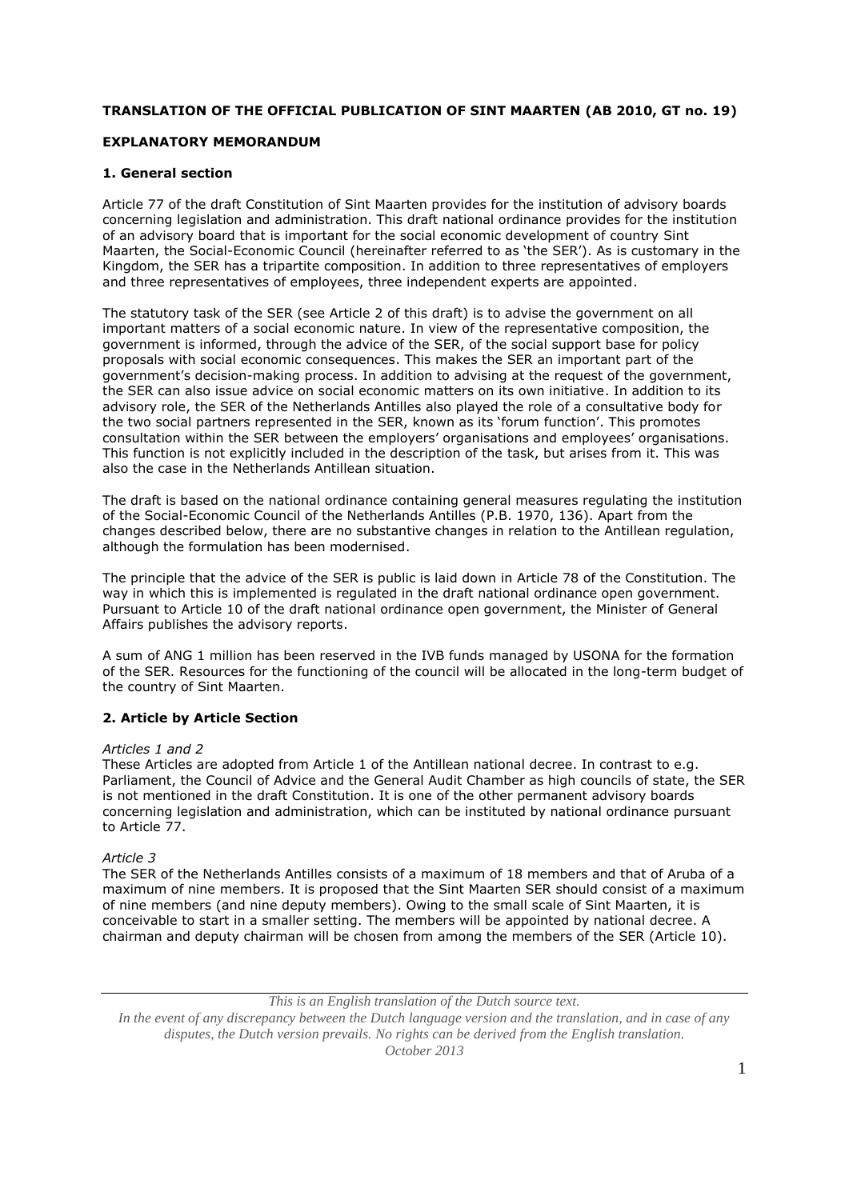**TRANSLATION OF THE OFFICIAL PUBLICATION OF SINT MAARTEN (AB 2010, GT no. 19)**

**EXPLANATORY MEMORANDUM**

**1. General section**

Article 77 of the draft Constitution of Sint Maarten provides for the institution of advisory boards concerning legislation and administration. This draft national ordinance provides for the institution of an advisory board that is important for the social economic development of country Sint Maarten, the Social-Economic Council (hereinafter referred to as 'the SER'). As is customary in the Kingdom, the SER has a tripartite composition. In addition to three representatives of employers and three representatives of employees, three independent experts are appointed.

The statutory task of the SER (see Article 2 of this draft) is to advise the government on all important matters of a social economic nature. In view of the representative composition, the government is informed, through the advice of the SER, of the social support base for policy proposals with social economic consequences. This makes the SER an important part of the government's decision-making process. In addition to advising at the request of the government, the SER can also issue advice on social economic matters on its own initiative. In addition to its advisory role, the SER of the Netherlands Antilles also played the role of a consultative body for the two social partners represented in the SER, known as its 'forum function'. This promotes consultation within the SER between the employers' organisations and employees' organisations. This function is not explicitly included in the description of the task, but arises from it. This was also the case in the Netherlands Antillean situation.

The draft is based on the national ordinance containing general measures regulating the institution of the Social-Economic Council of the Netherlands Antilles (P.B. 1970, 136). Apart from the changes described below, there are no substantive changes in relation to the Antillean regulation, although the formulation has been modernised.

The principle that the advice of the SER is public is laid down in Article 78 of the Constitution. The way in which this is implemented is regulated in the draft national ordinance open government. Pursuant to Article 10 of the draft national ordinance open government, the Minister of General Affairs publishes the advisory reports.

A sum of ANG 1 million has been reserved in the IVB funds managed by USONA for the formation of the SER. Resources for the functioning of the council will be allocated in the long-term budget of the country of Sint Maarten.

**2. Article by Article Section**

*Articles 1 and 2*
These Articles are adopted from Article 1 of the Antillean national decree. In contrast to e.g. Parliament, the Council of Advice and the General Audit Chamber as high councils of state, the SER is not mentioned in the draft Constitution. It is one of the other permanent advisory boards concerning legislation and administration, which can be instituted by national ordinance pursuant to Article 77.

*Article 3*
The SER of the Netherlands Antilles consists of a maximum of 18 members and that of Aruba of a maximum of nine members. It is proposed that the Sint Maarten SER should consist of a maximum of nine members (and nine deputy members). Owing to the small scale of Sint Maarten, it is conceivable to start in a smaller setting. The members will be appointed by national decree. A chairman and deputy chairman will be chosen from among the members of the SER (Article 10).

*This is an English translation of the Dutch source text.*
*In the event of any discrepancy between the Dutch language version and the translation, and in case of any disputes, the Dutch version prevails. No rights can be derived from the English translation.*
*October 2013*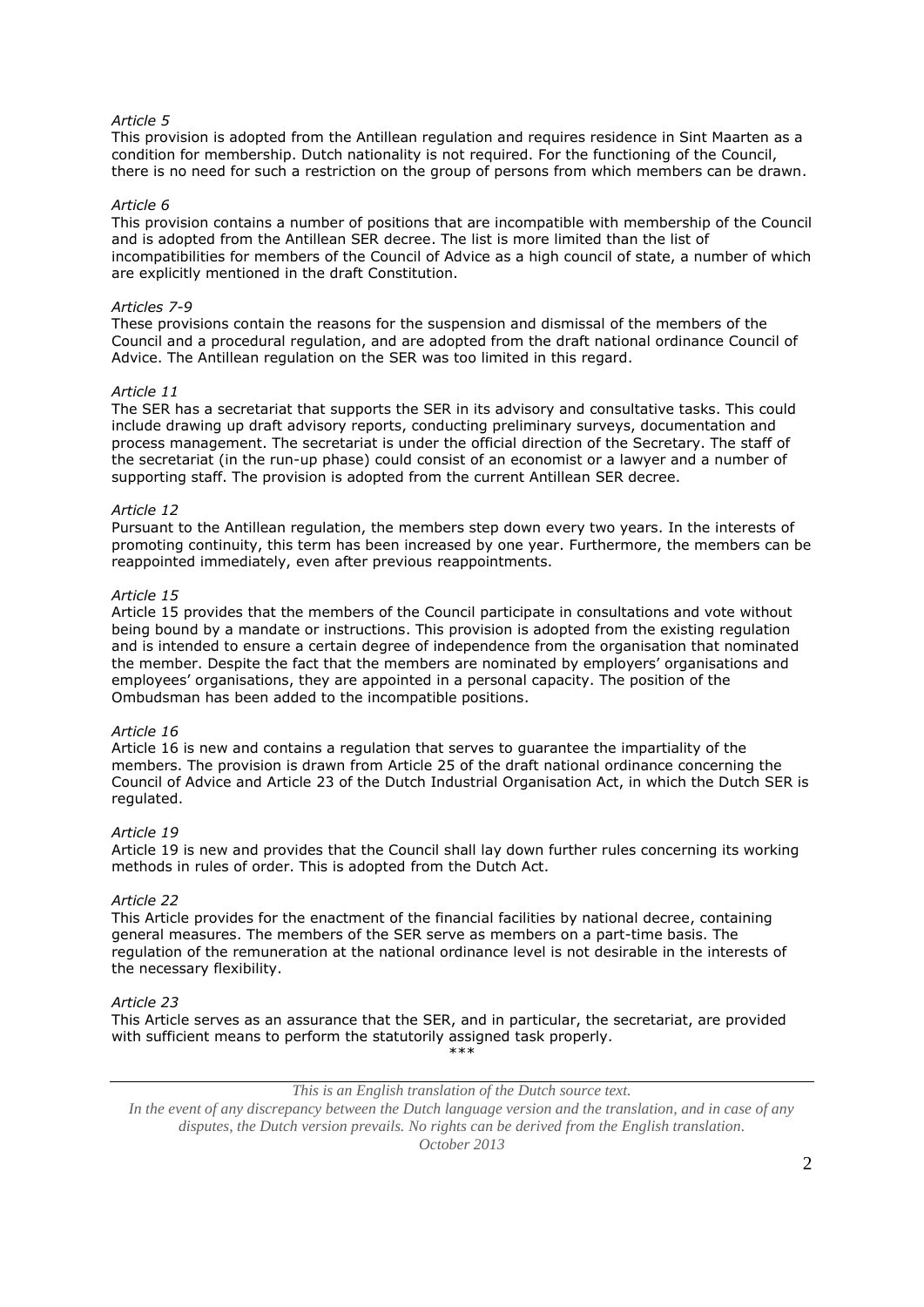*Article 5*

This provision is adopted from the Antillean regulation and requires residence in Sint Maarten as a condition for membership. Dutch nationality is not required. For the functioning of the Council, there is no need for such a restriction on the group of persons from which members can be drawn.

*Article 6*

This provision contains a number of positions that are incompatible with membership of the Council and is adopted from the Antillean SER decree. The list is more limited than the list of incompatibilities for members of the Council of Advice as a high council of state, a number of which are explicitly mentioned in the draft Constitution.

*Articles 7-9*

These provisions contain the reasons for the suspension and dismissal of the members of the Council and a procedural regulation, and are adopted from the draft national ordinance Council of Advice. The Antillean regulation on the SER was too limited in this regard.

*Article 11*

The SER has a secretariat that supports the SER in its advisory and consultative tasks. This could include drawing up draft advisory reports, conducting preliminary surveys, documentation and process management. The secretariat is under the official direction of the Secretary. The staff of the secretariat (in the run-up phase) could consist of an economist or a lawyer and a number of supporting staff. The provision is adopted from the current Antillean SER decree.

*Article 12*

Pursuant to the Antillean regulation, the members step down every two years. In the interests of promoting continuity, this term has been increased by one year. Furthermore, the members can be reappointed immediately, even after previous reappointments.

*Article 15*

Article 15 provides that the members of the Council participate in consultations and vote without being bound by a mandate or instructions. This provision is adopted from the existing regulation and is intended to ensure a certain degree of independence from the organisation that nominated the member. Despite the fact that the members are nominated by employers' organisations and employees' organisations, they are appointed in a personal capacity. The position of the Ombudsman has been added to the incompatible positions.

*Article 16*

Article 16 is new and contains a regulation that serves to guarantee the impartiality of the members. The provision is drawn from Article 25 of the draft national ordinance concerning the Council of Advice and Article 23 of the Dutch Industrial Organisation Act, in which the Dutch SER is regulated.

*Article 19*

Article 19 is new and provides that the Council shall lay down further rules concerning its working methods in rules of order. This is adopted from the Dutch Act.

*Article 22*

This Article provides for the enactment of the financial facilities by national decree, containing general measures. The members of the SER serve as members on a part-time basis. The regulation of the remuneration at the national ordinance level is not desirable in the interests of the necessary flexibility.

*Article 23*

This Article serves as an assurance that the SER, and in particular, the secretariat, are provided with sufficient means to perform the statutorily assigned task properly.

\*\*\*

*This is an English translation of the Dutch source text.*
*In the event of any discrepancy between the Dutch language version and the translation, and in case of any disputes, the Dutch version prevails. No rights can be derived from the English translation.*
*October 2013*